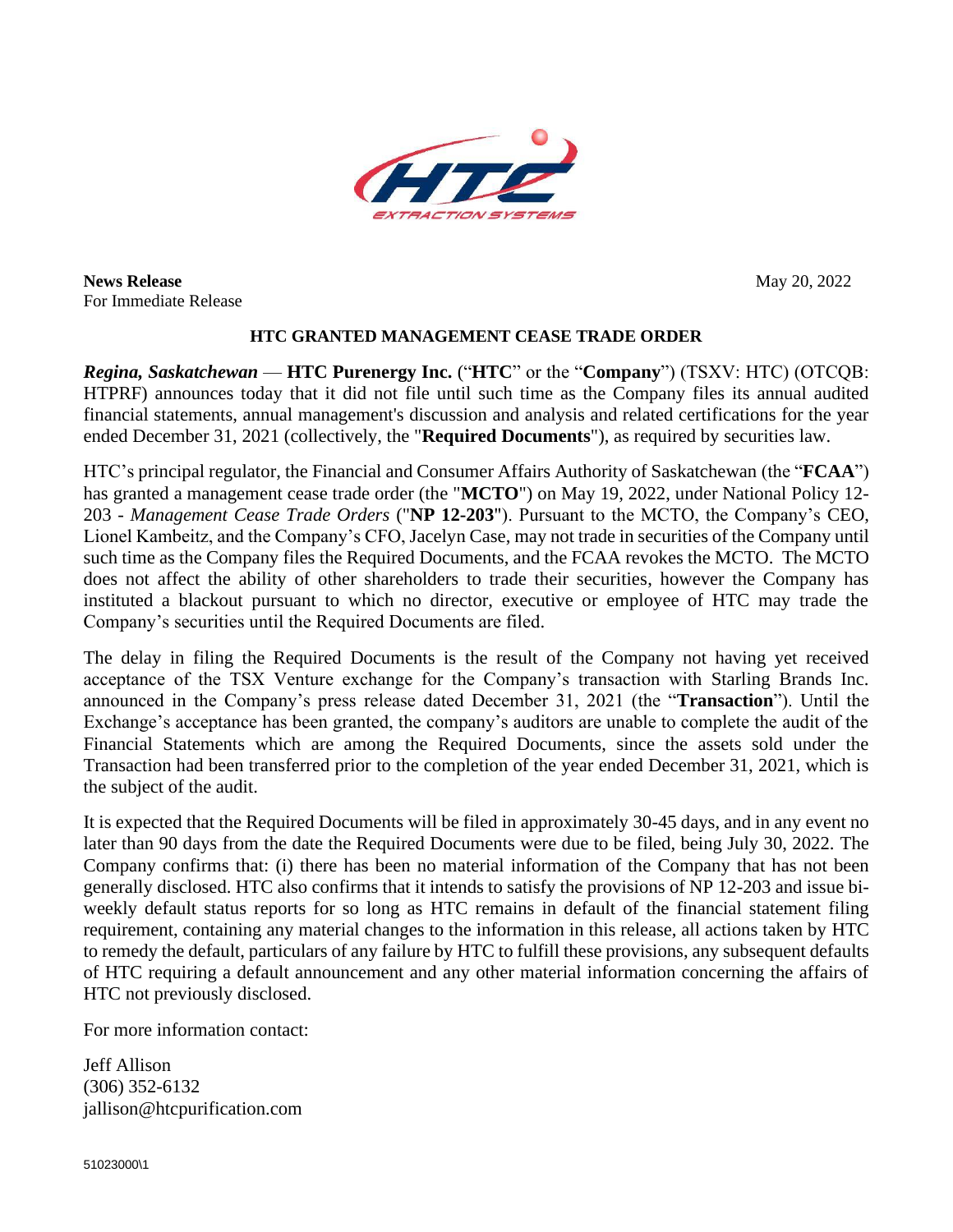**News Release**
For Immediate Release

May 20, 2022

## HTC GRANTED MANAGEMENT CEASE TRADE ORDER

***Regina, Saskatchewan*** — **HTC Purenergy Inc.** ("**HTC**" or the "**Company**") (TSXV: HTC) (OTCQB: HTPRF) announces today that it did not file until such time as the Company files its annual audited financial statements, annual management's discussion and analysis and related certifications for the year ended December 31, 2021 (collectively, the "**Required Documents**"), as required by securities law.

HTC's principal regulator, the Financial and Consumer Affairs Authority of Saskatchewan (the "**FCAA**") has granted a management cease trade order (the "**MCTO**") on May 19, 2022, under National Policy 12-203 - *Management Cease Trade Orders* ("**NP 12-203**"). Pursuant to the MCTO, the Company's CEO, Lionel Kambeitz, and the Company's CFO, Jacelyn Case, may not trade in securities of the Company until such time as the Company files the Required Documents, and the FCAA revokes the MCTO. The MCTO does not affect the ability of other shareholders to trade their securities, however the Company has instituted a blackout pursuant to which no director, executive or employee of HTC may trade the Company's securities until the Required Documents are filed.

The delay in filing the Required Documents is the result of the Company not having yet received acceptance of the TSX Venture exchange for the Company's transaction with Starling Brands Inc. announced in the Company's press release dated December 31, 2021 (the "**Transaction**"). Until the Exchange's acceptance has been granted, the company's auditors are unable to complete the audit of the Financial Statements which are among the Required Documents, since the assets sold under the Transaction had been transferred prior to the completion of the year ended December 31, 2021, which is the subject of the audit.

It is expected that the Required Documents will be filed in approximately 30-45 days, and in any event no later than 90 days from the date the Required Documents were due to be filed, being July 30, 2022. The Company confirms that: (i) there has been no material information of the Company that has not been generally disclosed. HTC also confirms that it intends to satisfy the provisions of NP 12-203 and issue bi-weekly default status reports for so long as HTC remains in default of the financial statement filing requirement, containing any material changes to the information in this release, all actions taken by HTC to remedy the default, particulars of any failure by HTC to fulfill these provisions, any subsequent defaults of HTC requiring a default announcement and any other material information concerning the affairs of HTC not previously disclosed.

For more information contact:

Jeff Allison
(306) 352-6132
jallison@htcpurification.com

51023000\1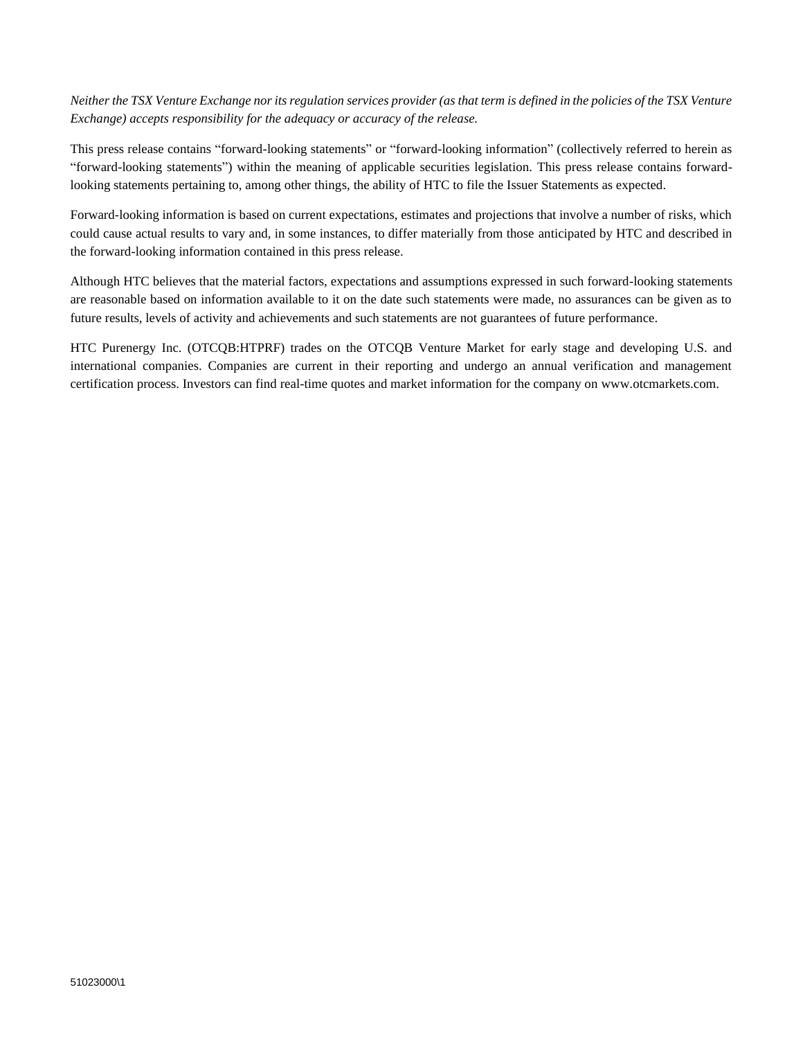*Neither the TSX Venture Exchange nor its regulation services provider (as that term is defined in the policies of the TSX Venture Exchange) accepts responsibility for the adequacy or accuracy of the release.*

This press release contains “forward-looking statements” or “forward-looking information” (collectively referred to herein as “forward-looking statements”) within the meaning of applicable securities legislation. This press release contains forward-looking statements pertaining to, among other things, the ability of HTC to file the Issuer Statements as expected.

Forward-looking information is based on current expectations, estimates and projections that involve a number of risks, which could cause actual results to vary and, in some instances, to differ materially from those anticipated by HTC and described in the forward-looking information contained in this press release.

Although HTC believes that the material factors, expectations and assumptions expressed in such forward-looking statements are reasonable based on information available to it on the date such statements were made, no assurances can be given as to future results, levels of activity and achievements and such statements are not guarantees of future performance.

HTC Purenergy Inc. (OTCQB:HTPRF) trades on the OTCQB Venture Market for early stage and developing U.S. and international companies. Companies are current in their reporting and undergo an annual verification and management certification process. Investors can find real-time quotes and market information for the company on www.otcmarkets.com.

51023000\1